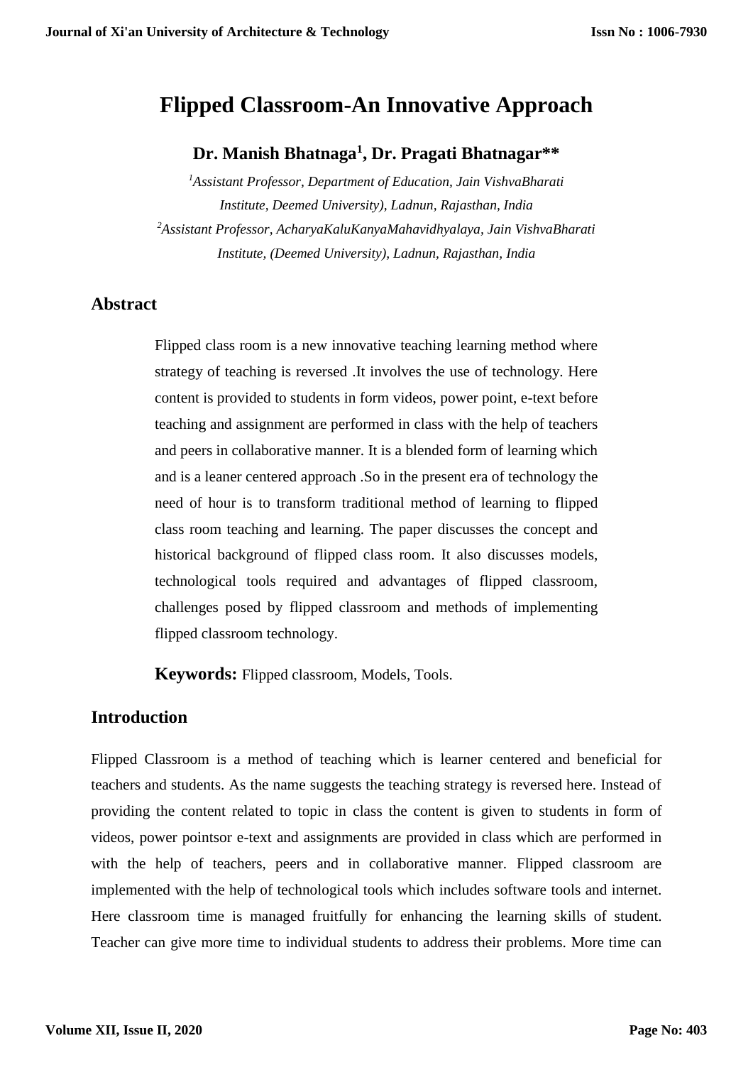# Flipped Classroom-An Innovative Approach

**Dr. Manish Bhatnaga[1], Dr. Pragati Bhatnagar****

*[1]Assistant Professor, Department of Education, Jain VishvaBharati Institute, Deemed University), Ladnun, Rajasthan, India*

*[2]Assistant Professor, AcharyaKaluKanyaMahavidhyalaya, Jain VishvaBharati Institute, (Deemed University), Ladnun, Rajasthan, India*

## Abstract

Flipped class room is a new innovative teaching learning method where strategy of teaching is reversed .It involves the use of technology. Here content is provided to students in form videos, power point, e-text before teaching and assignment are performed in class with the help of teachers and peers in collaborative manner. It is a blended form of learning which and is a leaner centered approach .So in the present era of technology the need of hour is to transform traditional method of learning to flipped class room teaching and learning. The paper discusses the concept and historical background of flipped class room. It also discusses models, technological tools required and advantages of flipped classroom, challenges posed by flipped classroom and methods of implementing flipped classroom technology.

**Keywords:** Flipped classroom, Models, Tools.

## Introduction

Flipped Classroom is a method of teaching which is learner centered and beneficial for teachers and students. As the name suggests the teaching strategy is reversed here. Instead of providing the content related to topic in class the content is given to students in form of videos, power pointsor e-text and assignments are provided in class which are performed in with the help of teachers, peers and in collaborative manner. Flipped classroom are implemented with the help of technological tools which includes software tools and internet. Here classroom time is managed fruitfully for enhancing the learning skills of student. Teacher can give more time to individual students to address their problems. More time can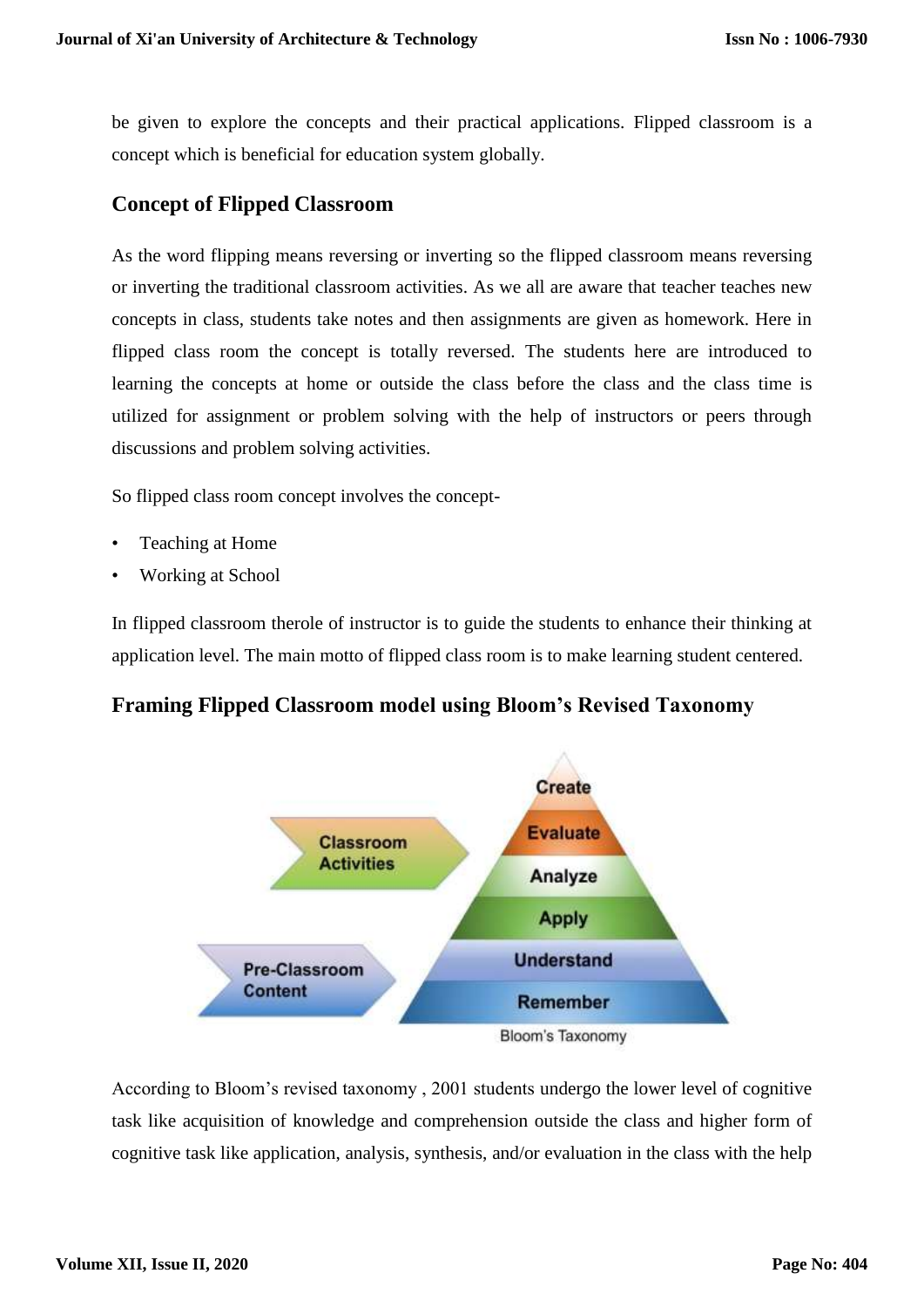be given to explore the concepts and their practical applications. Flipped classroom is a concept which is beneficial for education system globally.

## Concept of Flipped Classroom

As the word flipping means reversing or inverting so the flipped classroom means reversing or inverting the traditional classroom activities. As we all are aware that teacher teaches new concepts in class, students take notes and then assignments are given as homework. Here in flipped class room the concept is totally reversed. The students here are introduced to learning the concepts at home or outside the class before the class and the class time is utilized for assignment or problem solving with the help of instructors or peers through discussions and problem solving activities.

So flipped class room concept involves the concept-

- Teaching at Home
- Working at School

In flipped classroom therole of instructor is to guide the students to enhance their thinking at application level. The main motto of flipped class room is to make learning student centered.

## Framing Flipped Classroom model using Bloom's Revised Taxonomy

Classroom Activities

Pre-Classroom Content

Create

Evaluate

Analyze

Apply

Understand

Remember

Bloom's Taxonomy

According to Bloom's revised taxonomy , 2001 students undergo the lower level of cognitive task like acquisition of knowledge and comprehension outside the class and higher form of cognitive task like application, analysis, synthesis, and/or evaluation in the class with the help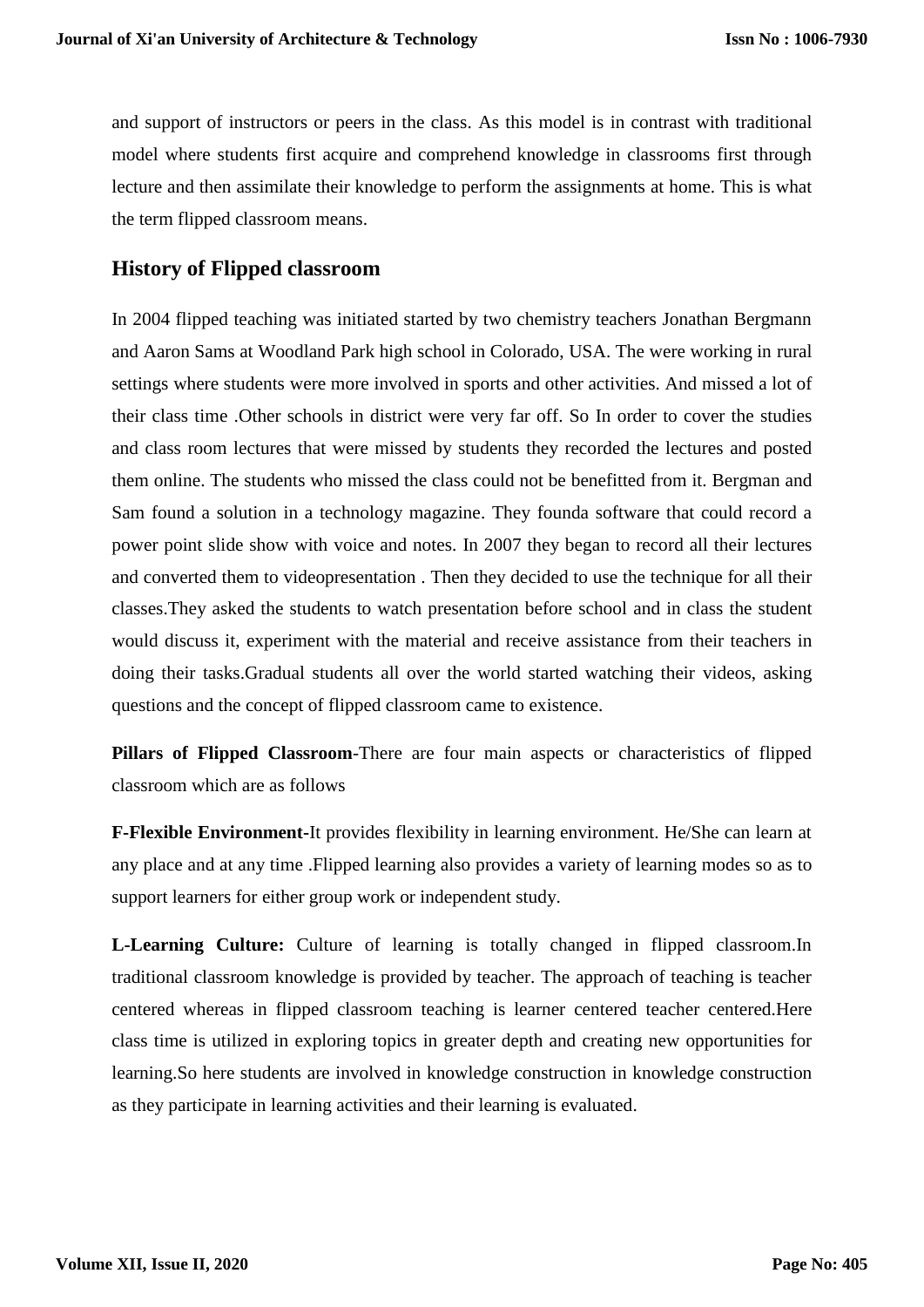and support of instructors or peers in the class. As this model is in contrast with traditional model where students first acquire and comprehend knowledge in classrooms first through lecture and then assimilate their knowledge to perform the assignments at home. This is what the term flipped classroom means.

## History of Flipped classroom

In 2004 flipped teaching was initiated started by two chemistry teachers Jonathan Bergmann and Aaron Sams at Woodland Park high school in Colorado, USA. The were working in rural settings where students were more involved in sports and other activities. And missed a lot of their class time .Other schools in district were very far off. So In order to cover the studies and class room lectures that were missed by students they recorded the lectures and posted them online. The students who missed the class could not be benefitted from it. Bergman and Sam found a solution in a technology magazine. They founda software that could record a power point slide show with voice and notes. In 2007 they began to record all their lectures and converted them to videopresentation . Then they decided to use the technique for all their classes.They asked the students to watch presentation before school and in class the student would discuss it, experiment with the material and receive assistance from their teachers in doing their tasks.Gradual students all over the world started watching their videos, asking questions and the concept of flipped classroom came to existence.

**Pillars of Flipped Classroom**-There are four main aspects or characteristics of flipped classroom which are as follows

**F-Flexible Environment**-It provides flexibility in learning environment. He/She can learn at any place and at any time .Flipped learning also provides a variety of learning modes so as to support learners for either group work or independent study.

**L-Learning Culture:** Culture of learning is totally changed in flipped classroom.In traditional classroom knowledge is provided by teacher. The approach of teaching is teacher centered whereas in flipped classroom teaching is learner centered teacher centered.Here class time is utilized in exploring topics in greater depth and creating new opportunities for learning.So here students are involved in knowledge construction in knowledge construction as they participate in learning activities and their learning is evaluated.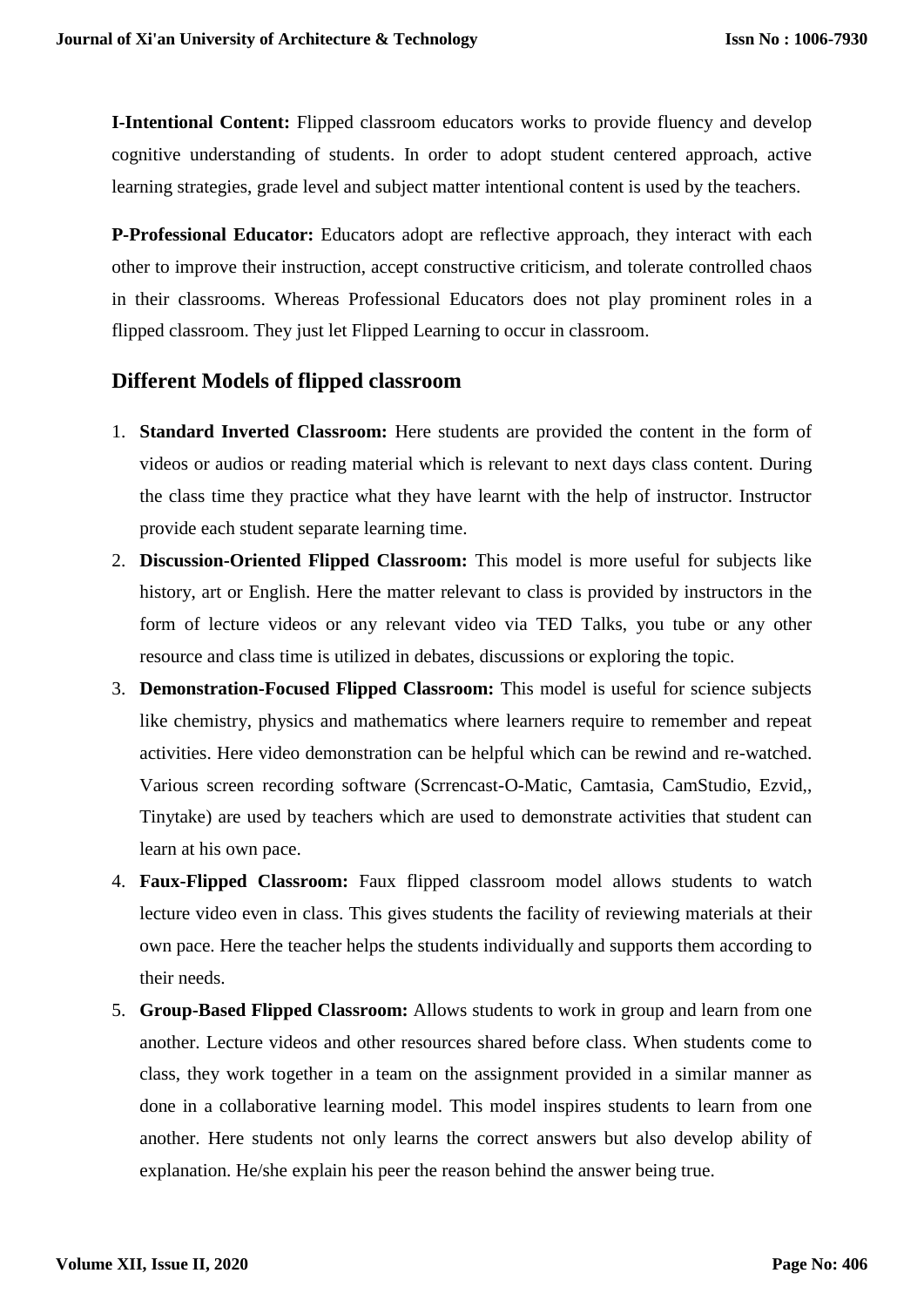**I-Intentional Content:** Flipped classroom educators works to provide fluency and develop cognitive understanding of students. In order to adopt student centered approach, active learning strategies, grade level and subject matter intentional content is used by the teachers.

**P-Professional Educator:** Educators adopt are reflective approach, they interact with each other to improve their instruction, accept constructive criticism, and tolerate controlled chaos in their classrooms. Whereas Professional Educators does not play prominent roles in a flipped classroom. They just let Flipped Learning to occur in classroom.

## Different Models of flipped classroom

1. **Standard Inverted Classroom:** Here students are provided the content in the form of videos or audios or reading material which is relevant to next days class content. During the class time they practice what they have learnt with the help of instructor. Instructor provide each student separate learning time.
2. **Discussion-Oriented Flipped Classroom:** This model is more useful for subjects like history, art or English. Here the matter relevant to class is provided by instructors in the form of lecture videos or any relevant video via TED Talks, you tube or any other resource and class time is utilized in debates, discussions or exploring the topic.
3. **Demonstration-Focused Flipped Classroom:** This model is useful for science subjects like chemistry, physics and mathematics where learners require to remember and repeat activities. Here video demonstration can be helpful which can be rewind and re-watched. Various screen recording software (Scrrencast-O-Matic, Camtasia, CamStudio, Ezvid,, Tinytake) are used by teachers which are used to demonstrate activities that student can learn at his own pace.
4. **Faux-Flipped Classroom:** Faux flipped classroom model allows students to watch lecture video even in class. This gives students the facility of reviewing materials at their own pace. Here the teacher helps the students individually and supports them according to their needs.
5. **Group-Based Flipped Classroom:** Allows students to work in group and learn from one another. Lecture videos and other resources shared before class. When students come to class, they work together in a team on the assignment provided in a similar manner as done in a collaborative learning model. This model inspires students to learn from one another. Here students not only learns the correct answers but also develop ability of explanation. He/she explain his peer the reason behind the answer being true.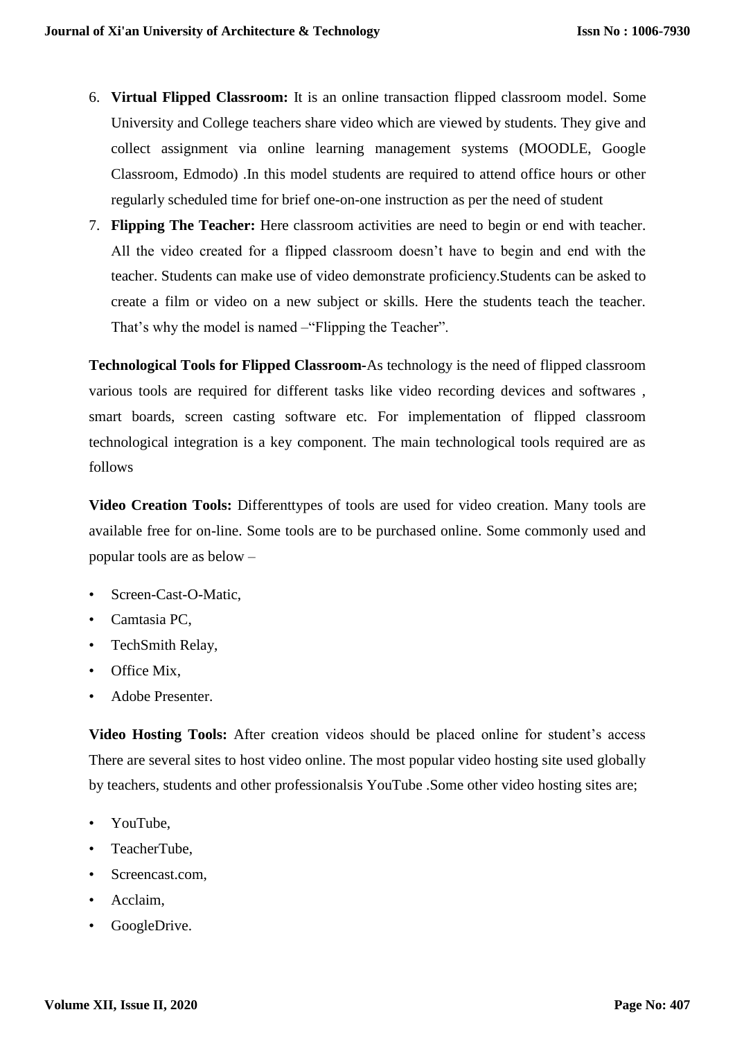6. **Virtual Flipped Classroom:** It is an online transaction flipped classroom model. Some University and College teachers share video which are viewed by students. They give and collect assignment via online learning management systems (MOODLE, Google Classroom, Edmodo) .In this model students are required to attend office hours or other regularly scheduled time for brief one-on-one instruction as per the need of student
7. **Flipping The Teacher:** Here classroom activities are need to begin or end with teacher. All the video created for a flipped classroom doesn't have to begin and end with the teacher. Students can make use of video demonstrate proficiency.Students can be asked to create a film or video on a new subject or skills. Here the students teach the teacher. That's why the model is named –"Flipping the Teacher".

**Technological Tools for Flipped Classroom-**As technology is the need of flipped classroom various tools are required for different tasks like video recording devices and softwares , smart boards, screen casting software etc. For implementation of flipped classroom technological integration is a key component. The main technological tools required are as follows

**Video Creation Tools:** Differenttypes of tools are used for video creation. Many tools are available free for on-line. Some tools are to be purchased online. Some commonly used and popular tools are as below –

- Screen-Cast-O-Matic,
- Camtasia PC,
- TechSmith Relay,
- Office Mix,
- Adobe Presenter.

**Video Hosting Tools:** After creation videos should be placed online for student's access There are several sites to host video online. The most popular video hosting site used globally by teachers, students and other professionalsis YouTube .Some other video hosting sites are;

- YouTube,
- TeacherTube,
- Screencast.com,
- Acclaim,
- GoogleDrive.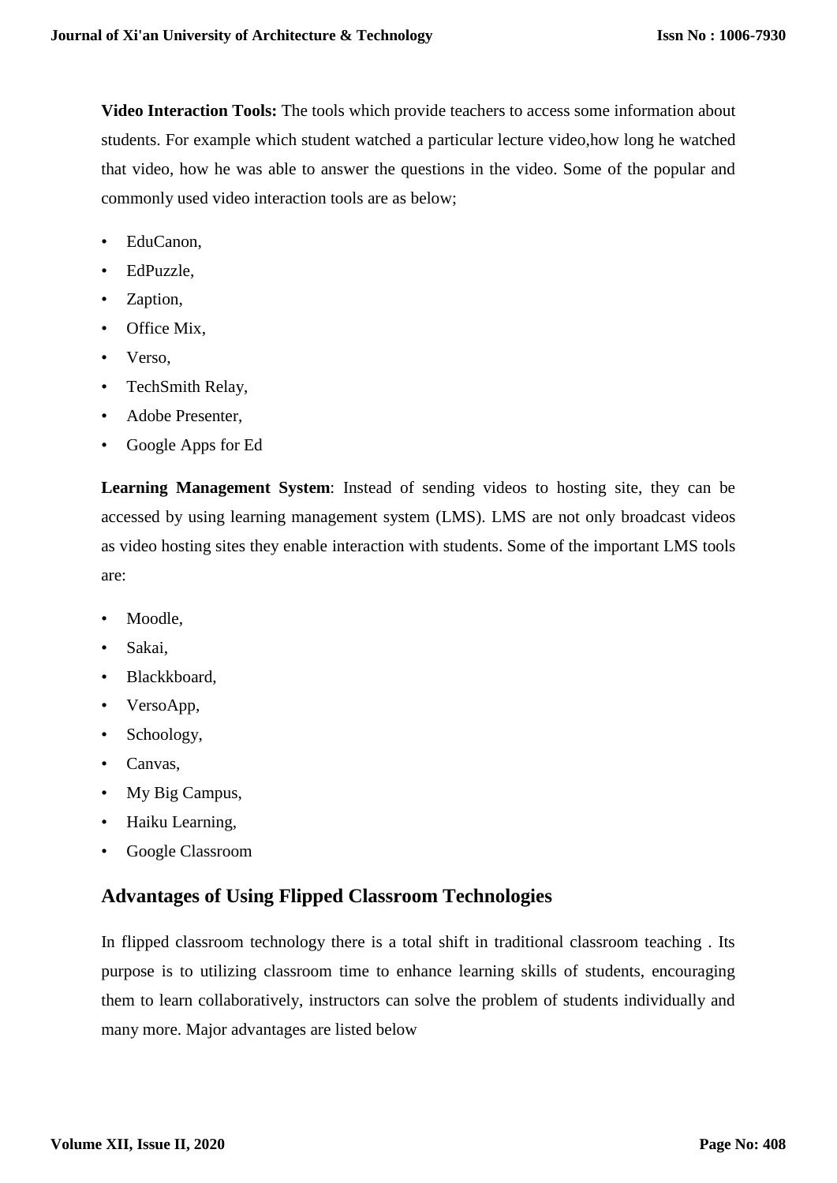**Video Interaction Tools:** The tools which provide teachers to access some information about students. For example which student watched a particular lecture video,how long he watched that video, how he was able to answer the questions in the video. Some of the popular and commonly used video interaction tools are as below;

- EduCanon,
- EdPuzzle,
- Zaption,
- Office Mix,
- Verso,
- TechSmith Relay,
- Adobe Presenter,
- Google Apps for Ed

**Learning Management System**: Instead of sending videos to hosting site, they can be accessed by using learning management system (LMS). LMS are not only broadcast videos as video hosting sites they enable interaction with students. Some of the important LMS tools are:

- Moodle,
- Sakai,
- Blackkboard,
- VersoApp,
- Schoology,
- Canvas,
- My Big Campus,
- Haiku Learning,
- Google Classroom

## Advantages of Using Flipped Classroom Technologies

In flipped classroom technology there is a total shift in traditional classroom teaching . Its purpose is to utilizing classroom time to enhance learning skills of students, encouraging them to learn collaboratively, instructors can solve the problem of students individually and many more. Major advantages are listed below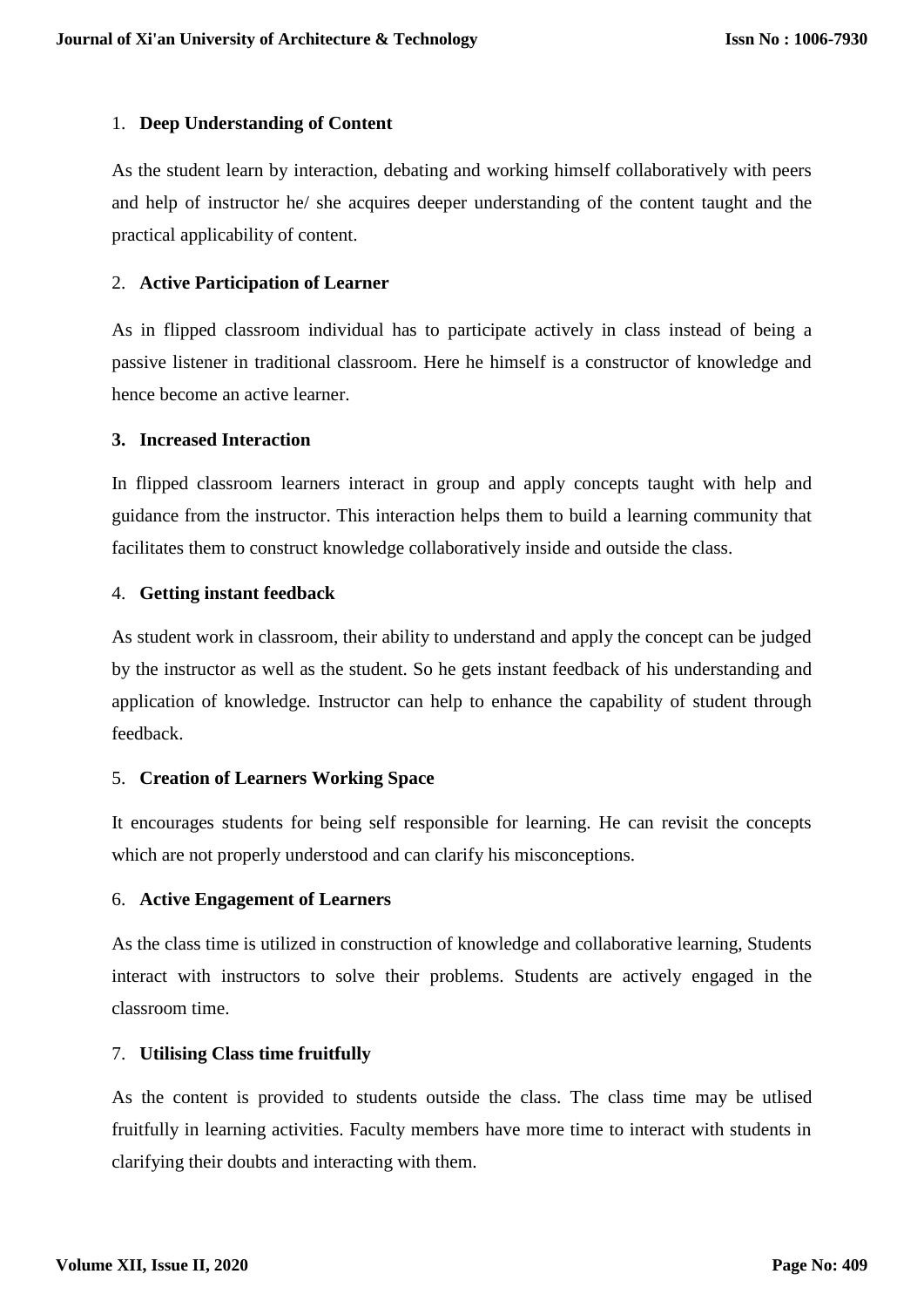1. **Deep Understanding of Content**

As the student learn by interaction, debating and working himself collaboratively with peers and help of instructor he/ she acquires deeper understanding of the content taught and the practical applicability of content.

2. **Active Participation of Learner**

As in flipped classroom individual has to participate actively in class instead of being a passive listener in traditional classroom. Here he himself is a constructor of knowledge and hence become an active learner.

3. **Increased Interaction**

In flipped classroom learners interact in group and apply concepts taught with help and guidance from the instructor. This interaction helps them to build a learning community that facilitates them to construct knowledge collaboratively inside and outside the class.

4. **Getting instant feedback**

As student work in classroom, their ability to understand and apply the concept can be judged by the instructor as well as the student. So he gets instant feedback of his understanding and application of knowledge. Instructor can help to enhance the capability of student through feedback.

5. **Creation of Learners Working Space**

It encourages students for being self responsible for learning. He can revisit the concepts which are not properly understood and can clarify his misconceptions.

6. **Active Engagement of Learners**

As the class time is utilized in construction of knowledge and collaborative learning, Students interact with instructors to solve their problems. Students are actively engaged in the classroom time.

7. **Utilising Class time fruitfully**

As the content is provided to students outside the class. The class time may be utlised fruitfully in learning activities. Faculty members have more time to interact with students in clarifying their doubts and interacting with them.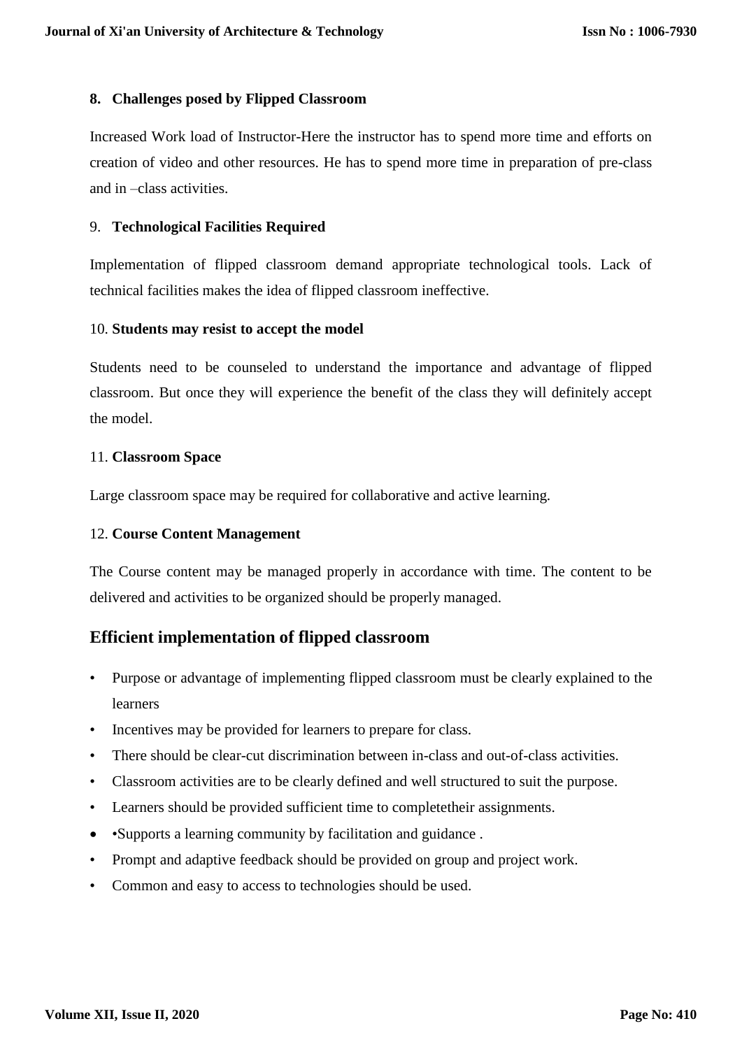#### 8. Challenges posed by Flipped Classroom

Increased Work load of Instructor-Here the instructor has to spend more time and efforts on creation of video and other resources. He has to spend more time in preparation of pre-class and in –class activities.

#### 9. Technological Facilities Required

Implementation of flipped classroom demand appropriate technological tools. Lack of technical facilities makes the idea of flipped classroom ineffective.

#### 10. Students may resist to accept the model

Students need to be counseled to understand the importance and advantage of flipped classroom. But once they will experience the benefit of the class they will definitely accept the model.

#### 11. Classroom Space

Large classroom space may be required for collaborative and active learning.

#### 12. Course Content Management

The Course content may be managed properly in accordance with time. The content to be delivered and activities to be organized should be properly managed.

## Efficient implementation of flipped classroom

- Purpose or advantage of implementing flipped classroom must be clearly explained to the learners
- Incentives may be provided for learners to prepare for class.
- There should be clear-cut discrimination between in-class and out-of-class activities.
- Classroom activities are to be clearly defined and well structured to suit the purpose.
- Learners should be provided sufficient time to completetheir assignments.
- •Supports a learning community by facilitation and guidance .
- Prompt and adaptive feedback should be provided on group and project work.
- Common and easy to access to technologies should be used.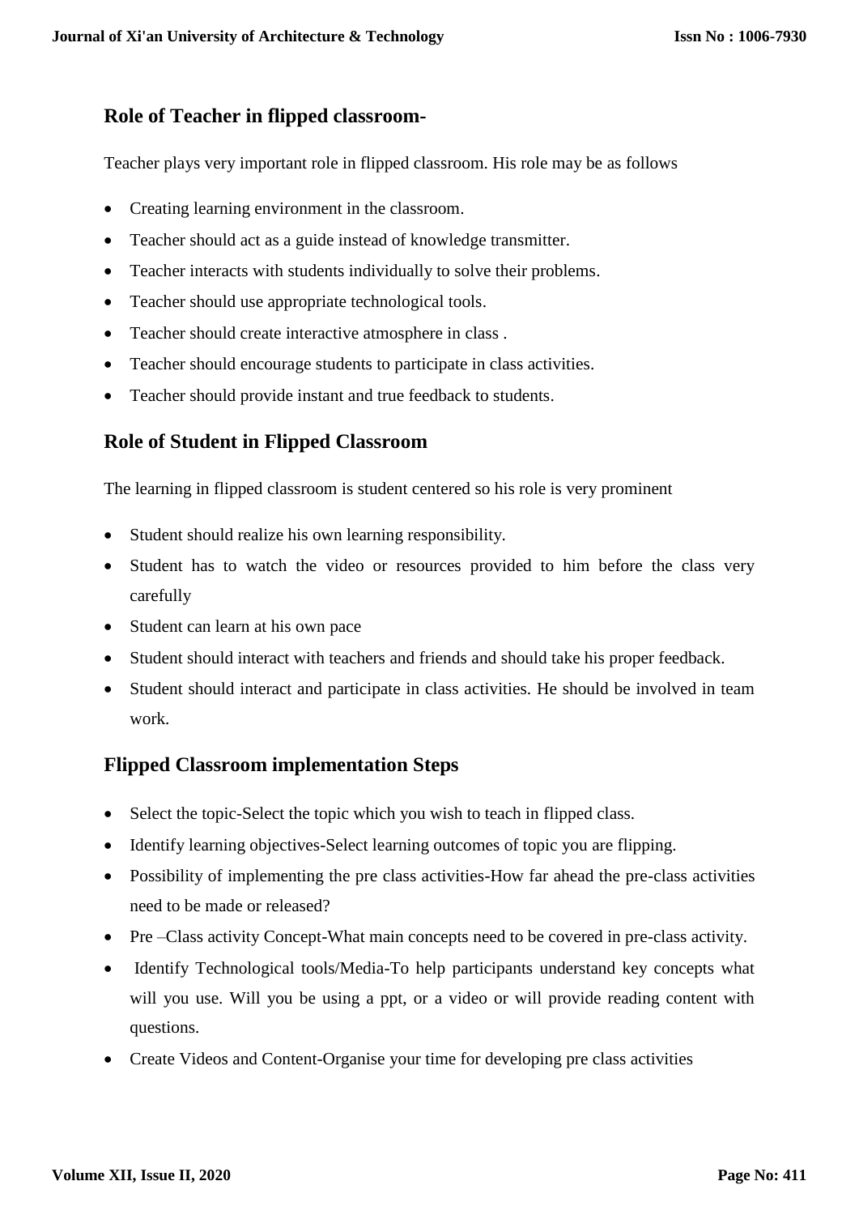## Role of Teacher in flipped classroom-

Teacher plays very important role in flipped classroom. His role may be as follows

- Creating learning environment in the classroom.
- Teacher should act as a guide instead of knowledge transmitter.
- Teacher interacts with students individually to solve their problems.
- Teacher should use appropriate technological tools.
- Teacher should create interactive atmosphere in class .
- Teacher should encourage students to participate in class activities.
- Teacher should provide instant and true feedback to students.

## Role of Student in Flipped Classroom

The learning in flipped classroom is student centered so his role is very prominent

- Student should realize his own learning responsibility.
- Student has to watch the video or resources provided to him before the class very carefully
- Student can learn at his own pace
- Student should interact with teachers and friends and should take his proper feedback.
- Student should interact and participate in class activities. He should be involved in team work.

## Flipped Classroom implementation Steps

- Select the topic-Select the topic which you wish to teach in flipped class.
- Identify learning objectives-Select learning outcomes of topic you are flipping.
- Possibility of implementing the pre class activities-How far ahead the pre-class activities need to be made or released?
- Pre –Class activity Concept-What main concepts need to be covered in pre-class activity.
- Identify Technological tools/Media-To help participants understand key concepts what will you use. Will you be using a ppt, or a video or will provide reading content with questions.
- Create Videos and Content-Organise your time for developing pre class activities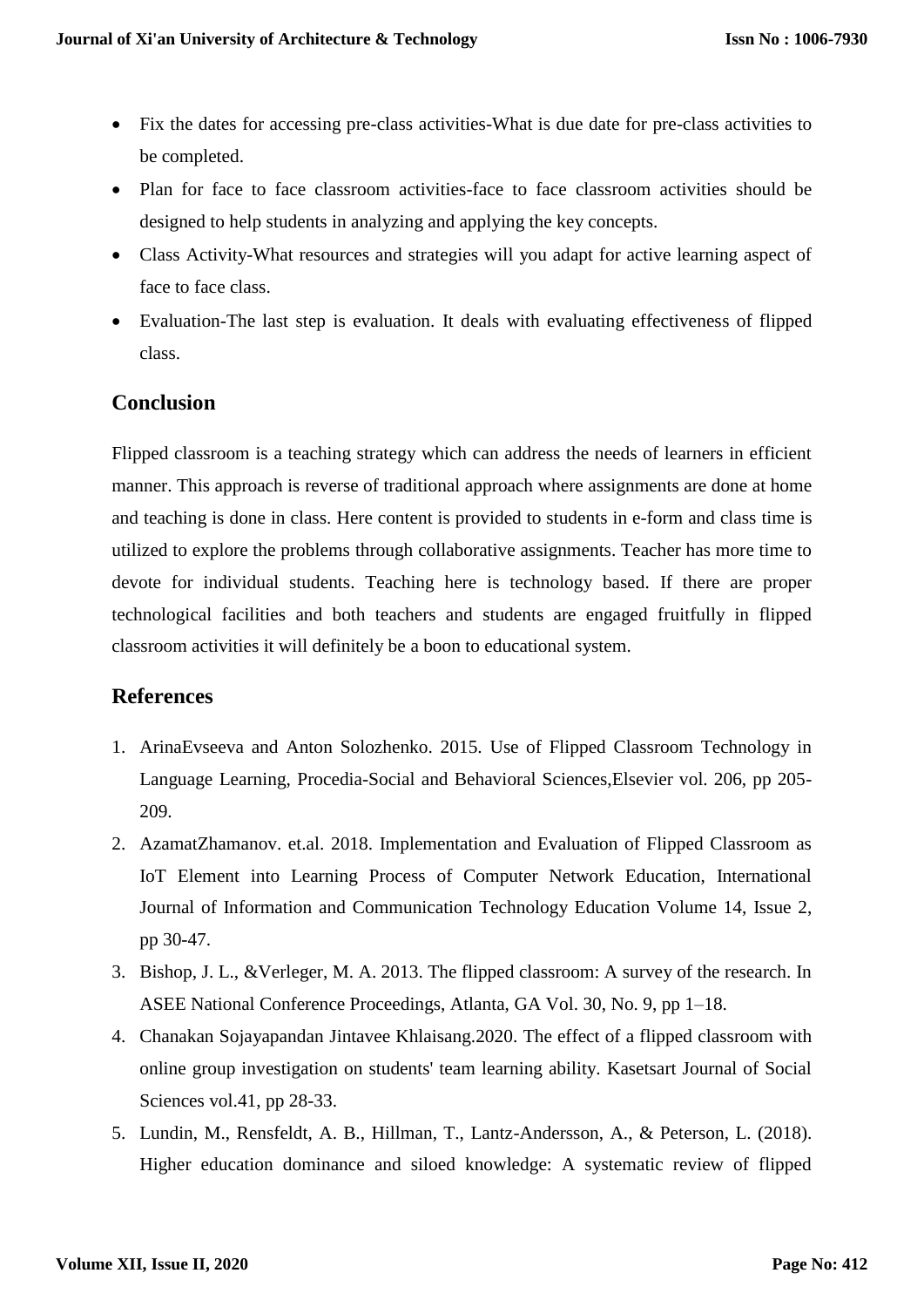- Fix the dates for accessing pre-class activities-What is due date for pre-class activities to be completed.
- Plan for face to face classroom activities-face to face classroom activities should be designed to help students in analyzing and applying the key concepts.
- Class Activity-What resources and strategies will you adapt for active learning aspect of face to face class.
- Evaluation-The last step is evaluation. It deals with evaluating effectiveness of flipped class.

## Conclusion

Flipped classroom is a teaching strategy which can address the needs of learners in efficient manner. This approach is reverse of traditional approach where assignments are done at home and teaching is done in class. Here content is provided to students in e-form and class time is utilized to explore the problems through collaborative assignments. Teacher has more time to devote for individual students. Teaching here is technology based. If there are proper technological facilities and both teachers and students are engaged fruitfully in flipped classroom activities it will definitely be a boon to educational system.

## References

1. ArinaEvseeva and Anton Solozhenko. 2015. Use of Flipped Classroom Technology in Language Learning, Procedia-Social and Behavioral Sciences,Elsevier vol. 206, pp 205-209.
2. AzamatZhamanov. et.al. 2018. Implementation and Evaluation of Flipped Classroom as IoT Element into Learning Process of Computer Network Education, International Journal of Information and Communication Technology Education Volume 14, Issue 2, pp 30-47.
3. Bishop, J. L., &Verleger, M. A. 2013. The flipped classroom: A survey of the research. In ASEE National Conference Proceedings, Atlanta, GA Vol. 30, No. 9, pp 1–18.
4. Chanakan Sojayapandan Jintavee Khlaisang.2020. The effect of a flipped classroom with online group investigation on students' team learning ability. Kasetsart Journal of Social Sciences vol.41, pp 28-33.
5. Lundin, M., Rensfeldt, A. B., Hillman, T., Lantz-Andersson, A., & Peterson, L. (2018). Higher education dominance and siloed knowledge: A systematic review of flipped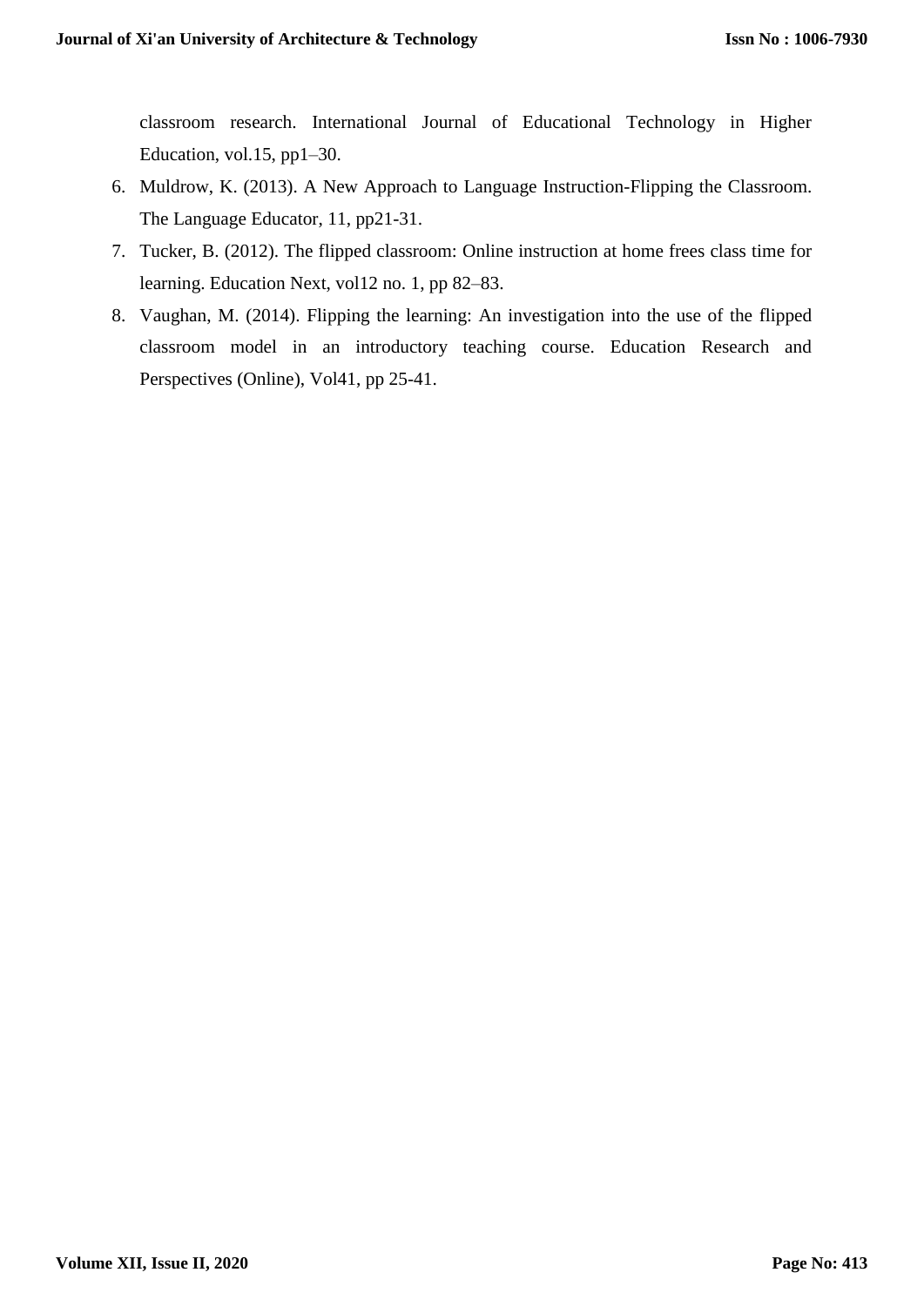classroom research. International Journal of Educational Technology in Higher Education, vol.15, pp1–30.

6. Muldrow, K. (2013). A New Approach to Language Instruction-Flipping the Classroom. The Language Educator, 11, pp21-31.
7. Tucker, B. (2012). The flipped classroom: Online instruction at home frees class time for learning. Education Next, vol12 no. 1, pp 82–83.
8. Vaughan, M. (2014). Flipping the learning: An investigation into the use of the flipped classroom model in an introductory teaching course. Education Research and Perspectives (Online), Vol41, pp 25-41.